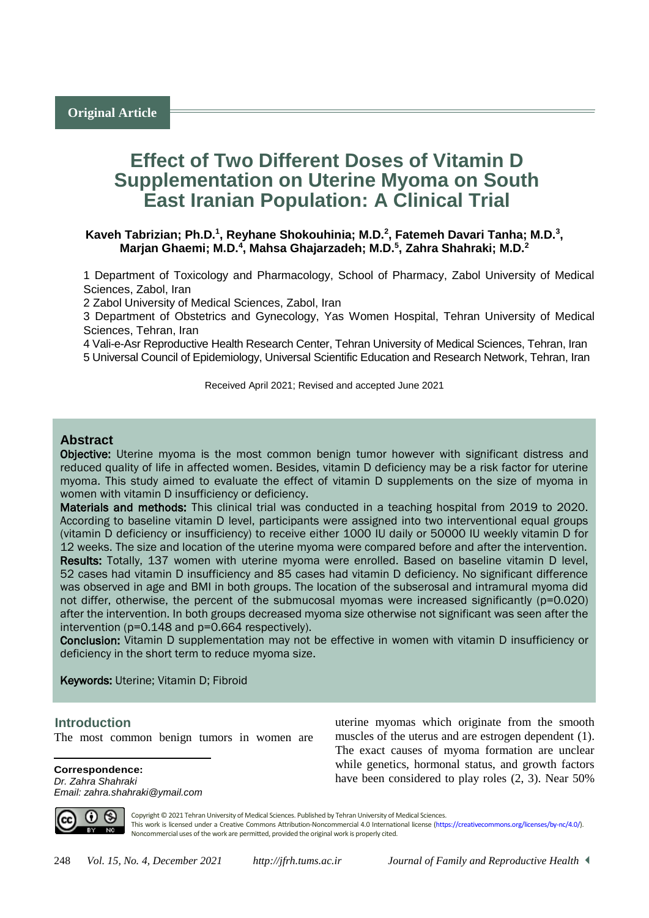Original Article

# Effect of Two Different Doses of Vitamin D Supplementation on Uterine Myoma on South East Iranian Population: A Clinical Trial

**Kaveh Tabrizian; Ph.D.[1], Reyhane Shokouhinia; M.D.[2], Fatemeh Davari Tanha; M.D.[3], Marjan Ghaemi; M.D.[4], Mahsa Ghajarzadeh; M.D.[5], Zahra Shahraki; M.D.[2]**

1 Department of Toxicology and Pharmacology, School of Pharmacy, Zabol University of Medical Sciences, Zabol, Iran
2 Zabol University of Medical Sciences, Zabol, Iran
3 Department of Obstetrics and Gynecology, Yas Women Hospital, Tehran University of Medical Sciences, Tehran, Iran
4 Vali-e-Asr Reproductive Health Research Center, Tehran University of Medical Sciences, Tehran, Iran
5 Universal Council of Epidemiology, Universal Scientific Education and Research Network, Tehran, Iran

Received April 2021; Revised and accepted June 2021

## Abstract

**Objective:** Uterine myoma is the most common benign tumor however with significant distress and reduced quality of life in affected women. Besides, vitamin D deficiency may be a risk factor for uterine myoma. This study aimed to evaluate the effect of vitamin D supplements on the size of myoma in women with vitamin D insufficiency or deficiency.

**Materials and methods:** This clinical trial was conducted in a teaching hospital from 2019 to 2020. According to baseline vitamin D level, participants were assigned into two interventional equal groups (vitamin D deficiency or insufficiency) to receive either 1000 IU daily or 50000 IU weekly vitamin D for 12 weeks. The size and location of the uterine myoma were compared before and after the intervention.

**Results:** Totally, 137 women with uterine myoma were enrolled. Based on baseline vitamin D level, 52 cases had vitamin D insufficiency and 85 cases had vitamin D deficiency. No significant difference was observed in age and BMI in both groups. The location of the subserosal and intramural myoma did not differ, otherwise, the percent of the submucosal myomas were increased significantly ($p=0.020$) after the intervention. In both groups decreased myoma size otherwise not significant was seen after the intervention ($p=0.148$ and $p=0.664$ respectively).

**Conclusion:** Vitamin D supplementation may not be effective in women with vitamin D insufficiency or deficiency in the short term to reduce myoma size.

**Keywords:** Uterine; Vitamin D; Fibroid

## Introduction

The most common benign tumors in women are uterine myomas which originate from the smooth muscles of the uterus and are estrogen dependent (1). The exact causes of myoma formation are unclear while genetics, hormonal status, and growth factors have been considered to play roles (2, 3). Near 50%

**Correspondence:**
*Dr. Zahra Shahraki*
*Email: zahra.shahraki@ymail.com*

Copyright © 2021 Tehran University of Medical Sciences. Published by Tehran University of Medical Sciences.
This work is licensed under a Creative Commons Attribution-Noncommercial 4.0 International license (https://creativecommons.org/licenses/by-nc/4.0/). Noncommercial uses of the work are permitted, provided the original work is properly cited.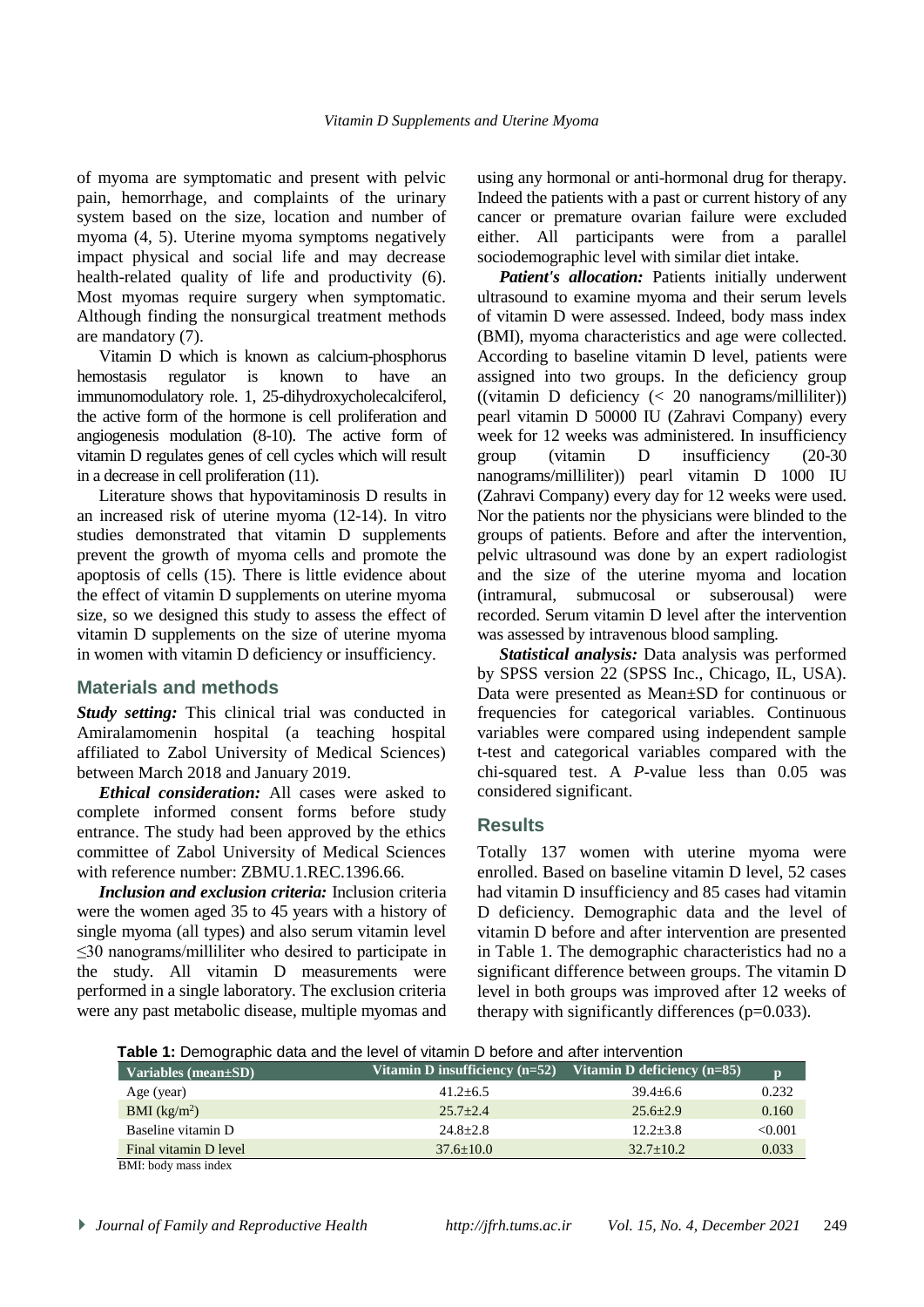of myoma are symptomatic and present with pelvic pain, hemorrhage, and complaints of the urinary system based on the size, location and number of myoma (4, 5). Uterine myoma symptoms negatively impact physical and social life and may decrease health-related quality of life and productivity (6). Most myomas require surgery when symptomatic. Although finding the nonsurgical treatment methods are mandatory (7).

Vitamin D which is known as calcium-phosphorus hemostasis regulator is known to have an immunomodulatory role. 1, 25-dihydroxycholecalciferol, the active form of the hormone is cell proliferation and angiogenesis modulation (8-10). The active form of vitamin D regulates genes of cell cycles which will result in a decrease in cell proliferation (11).

Literature shows that hypovitaminosis D results in an increased risk of uterine myoma (12-14). In vitro studies demonstrated that vitamin D supplements prevent the growth of myoma cells and promote the apoptosis of cells (15). There is little evidence about the effect of vitamin D supplements on uterine myoma size, so we designed this study to assess the effect of vitamin D supplements on the size of uterine myoma in women with vitamin D deficiency or insufficiency.

## Materials and methods

***Study setting:*** This clinical trial was conducted in Amiralamomenin hospital (a teaching hospital affiliated to Zabol University of Medical Sciences) between March 2018 and January 2019.

***Ethical consideration:*** All cases were asked to complete informed consent forms before study entrance. The study had been approved by the ethics committee of Zabol University of Medical Sciences with reference number: ZBMU.1.REC.1396.66.

***Inclusion and exclusion criteria:*** Inclusion criteria were the women aged 35 to 45 years with a history of single myoma (all types) and also serum vitamin level ≤30 nanograms/milliliter who desired to participate in the study. All vitamin D measurements were performed in a single laboratory. The exclusion criteria were any past metabolic disease, multiple myomas and using any hormonal or anti-hormonal drug for therapy. Indeed the patients with a past or current history of any cancer or premature ovarian failure were excluded either. All participants were from a parallel sociodemographic level with similar diet intake.

***Patient's allocation:*** Patients initially underwent ultrasound to examine myoma and their serum levels of vitamin D were assessed. Indeed, body mass index (BMI), myoma characteristics and age were collected. According to baseline vitamin D level, patients were assigned into two groups. In the deficiency group ((vitamin D deficiency (< 20 nanograms/milliliter)) pearl vitamin D 50000 IU (Zahravi Company) every week for 12 weeks was administered. In insufficiency group (vitamin D insufficiency (20-30 nanograms/milliliter)) pearl vitamin D 1000 IU (Zahravi Company) every day for 12 weeks were used. Nor the patients nor the physicians were blinded to the groups of patients. Before and after the intervention, pelvic ultrasound was done by an expert radiologist and the size of the uterine myoma and location (intramural, submucosal or subserousal) were recorded. Serum vitamin D level after the intervention was assessed by intravenous blood sampling.

***Statistical analysis:*** Data analysis was performed by SPSS version 22 (SPSS Inc., Chicago, IL, USA). Data were presented as Mean±SD for continuous or frequencies for categorical variables. Continuous variables were compared using independent sample t-test and categorical variables compared with the chi-squared test. A *P*-value less than 0.05 was considered significant.

## Results

Totally 137 women with uterine myoma were enrolled. Based on baseline vitamin D level, 52 cases had vitamin D insufficiency and 85 cases had vitamin D deficiency. Demographic data and the level of vitamin D before and after intervention are presented in Table 1. The demographic characteristics had no a significant difference between groups. The vitamin D level in both groups was improved after 12 weeks of therapy with significantly differences (p=0.033).

**Table 1:** Demographic data and the level of vitamin D before and after intervention

| Variables (mean±SD) | Vitamin D insufficiency (n=52) | Vitamin D deficiency (n=85) | p |
|---|---|---|---|
| Age (year) | 41.2±6.5 | 39.4±6.6 | 0.232 |
| BMI (kg/m$^2$) | 25.7±2.4 | 25.6±2.9 | 0.160 |
| Baseline vitamin D | 24.8±2.8 | 12.2±3.8 | <0.001 |
| Final vitamin D level | 37.6±10.0 | 32.7±10.2 | 0.033 |

BMI: body mass index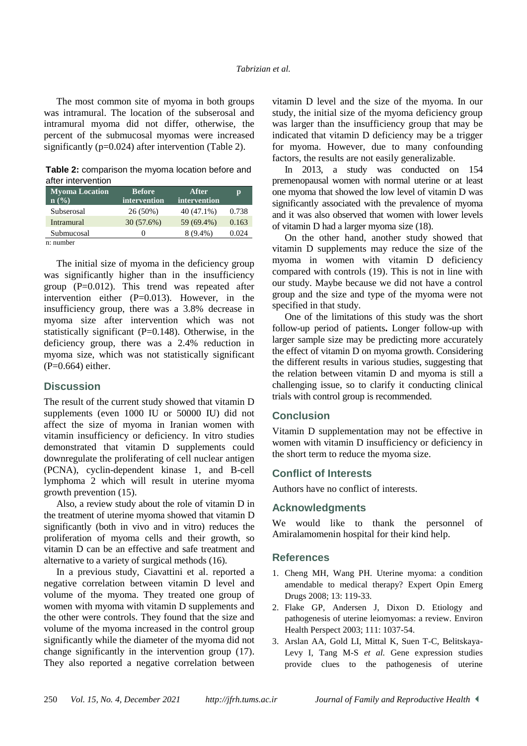The most common site of myoma in both groups was intramural. The location of the subserosal and intramural myoma did not differ, otherwise, the percent of the submucosal myomas were increased significantly (p=0.024) after intervention (Table 2).

**Table 2:** comparison the myoma location before and after intervention

| Myoma Location n (%) | Before intervention | After intervention | p |
|---|---|---|---|
| Subserosal | 26 (50%) | 40 (47.1%) | 0.738 |
| Intramural | 30 (57.6%) | 59 (69.4%) | 0.163 |
| Submucosal | 0 | 8 (9.4%) | 0.024 |

n: number

The initial size of myoma in the deficiency group was significantly higher than in the insufficiency group (P=0.012). This trend was repeated after intervention either (P=0.013). However, in the insufficiency group, there was a 3.8% decrease in myoma size after intervention which was not statistically significant (P=0.148). Otherwise, in the deficiency group, there was a 2.4% reduction in myoma size, which was not statistically significant (P=0.664) either.

## Discussion

The result of the current study showed that vitamin D supplements (even 1000 IU or 50000 IU) did not affect the size of myoma in Iranian women with vitamin insufficiency or deficiency. In vitro studies demonstrated that vitamin D supplements could downregulate the proliferating of cell nuclear antigen (PCNA), cyclin-dependent kinase 1, and B-cell lymphoma 2 which will result in uterine myoma growth prevention (15).

Also, a review study about the role of vitamin D in the treatment of uterine myoma showed that vitamin D significantly (both in vivo and in vitro) reduces the proliferation of myoma cells and their growth, so vitamin D can be an effective and safe treatment and alternative to a variety of surgical methods (16).

In a previous study, Ciavattini et al. reported a negative correlation between vitamin D level and volume of the myoma. They treated one group of women with myoma with vitamin D supplements and the other were controls. They found that the size and volume of the myoma increased in the control group significantly while the diameter of the myoma did not change significantly in the intervention group (17). They also reported a negative correlation between vitamin D level and the size of the myoma. In our study, the initial size of the myoma deficiency group was larger than the insufficiency group that may be indicated that vitamin D deficiency may be a trigger for myoma. However, due to many confounding factors, the results are not easily generalizable.

In 2013, a study was conducted on 154 premenopausal women with normal uterine or at least one myoma that showed the low level of vitamin D was significantly associated with the prevalence of myoma and it was also observed that women with lower levels of vitamin D had a larger myoma size (18).

On the other hand, another study showed that vitamin D supplements may reduce the size of the myoma in women with vitamin D deficiency compared with controls (19). This is not in line with our study. Maybe because we did not have a control group and the size and type of the myoma were not specified in that study.

One of the limitations of this study was the short follow-up period of patients**.** Longer follow-up with larger sample size may be predicting more accurately the effect of vitamin D on myoma growth. Considering the different results in various studies, suggesting that the relation between vitamin D and myoma is still a challenging issue, so to clarify it conducting clinical trials with control group is recommended.

## Conclusion

Vitamin D supplementation may not be effective in women with vitamin D insufficiency or deficiency in the short term to reduce the myoma size.

## Conflict of Interests

Authors have no conflict of interests.

## Acknowledgments

We would like to thank the personnel of Amiralamomenin hospital for their kind help.

## References

1. Cheng MH, Wang PH. Uterine myoma: a condition amendable to medical therapy? Expert Opin Emerg Drugs 2008; 13: 119-33.
2. Flake GP, Andersen J, Dixon D. Etiology and pathogenesis of uterine leiomyomas: a review. Environ Health Perspect 2003; 111: 1037-54.
3. Arslan AA, Gold LI, Mittal K, Suen T-C, Belitskaya-Levy I, Tang M-S *et al.* Gene expression studies provide clues to the pathogenesis of uterine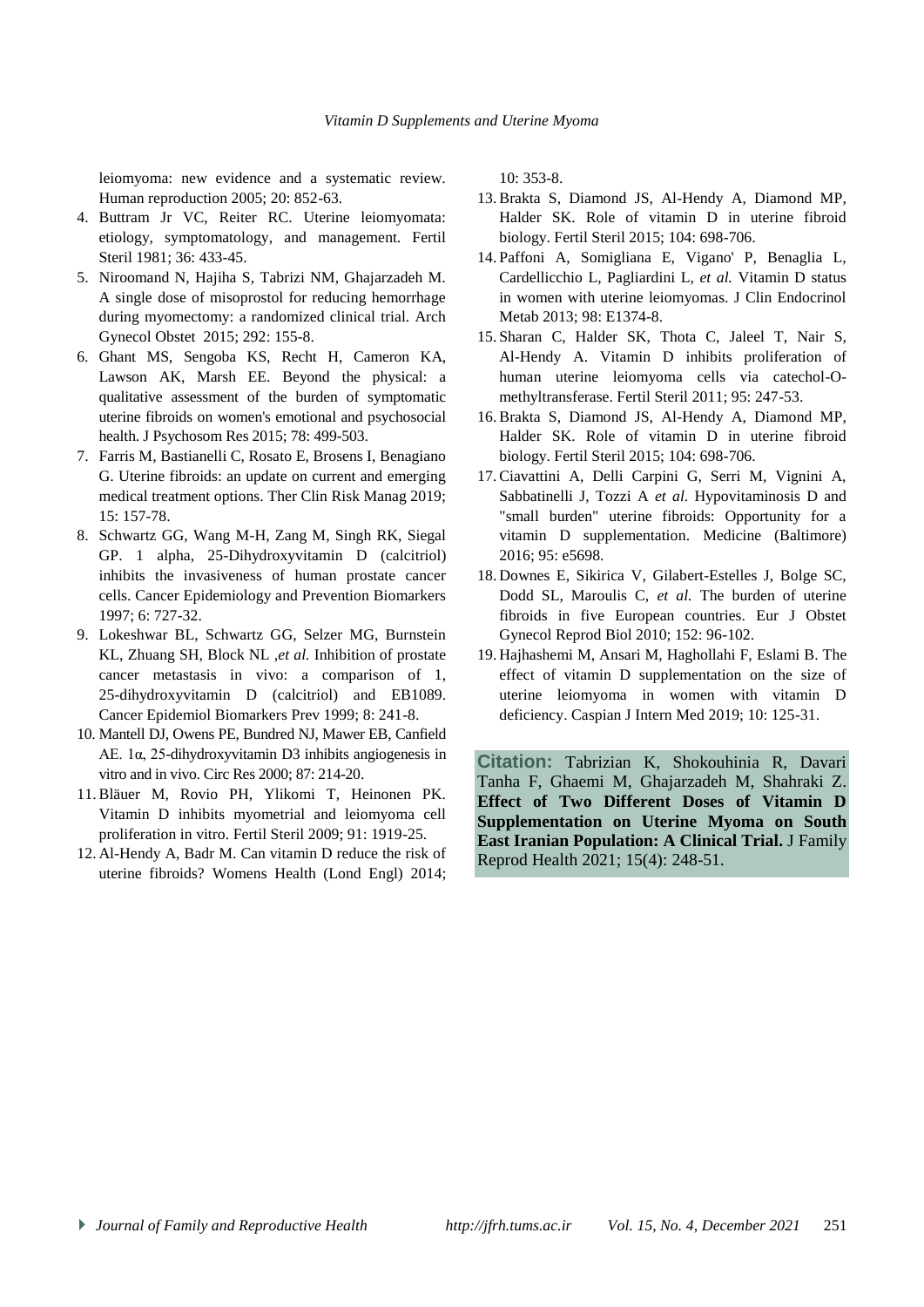leiomyoma: new evidence and a systematic review. Human reproduction 2005; 20: 852-63.

4. Buttram Jr VC, Reiter RC. Uterine leiomyomata: etiology, symptomatology, and management. Fertil Steril 1981; 36: 433-45.
5. Niroomand N, Hajiha S, Tabrizi NM, Ghajarzadeh M. A single dose of misoprostol for reducing hemorrhage during myomectomy: a randomized clinical trial. Arch Gynecol Obstet 2015; 292: 155-8.
6. Ghant MS, Sengoba KS, Recht H, Cameron KA, Lawson AK, Marsh EE. Beyond the physical: a qualitative assessment of the burden of symptomatic uterine fibroids on women's emotional and psychosocial health. J Psychosom Res 2015; 78: 499-503.
7. Farris M, Bastianelli C, Rosato E, Brosens I, Benagiano G. Uterine fibroids: an update on current and emerging medical treatment options. Ther Clin Risk Manag 2019; 15: 157-78.
8. Schwartz GG, Wang M-H, Zang M, Singh RK, Siegal GP. 1 alpha, 25-Dihydroxyvitamin D (calcitriol) inhibits the invasiveness of human prostate cancer cells. Cancer Epidemiology and Prevention Biomarkers 1997; 6: 727-32.
9. Lokeshwar BL, Schwartz GG, Selzer MG, Burnstein KL, Zhuang SH, Block NL ,*et al.* Inhibition of prostate cancer metastasis in vivo: a comparison of 1, 25-dihydroxyvitamin D (calcitriol) and EB1089. Cancer Epidemiol Biomarkers Prev 1999; 8: 241-8.
10. Mantell DJ, Owens PE, Bundred NJ, Mawer EB, Canfield AE. 1α, 25-dihydroxyvitamin D3 inhibits angiogenesis in vitro and in vivo. Circ Res 2000; 87: 214-20.
11. Bläuer M, Rovio PH, Ylikomi T, Heinonen PK. Vitamin D inhibits myometrial and leiomyoma cell proliferation in vitro. Fertil Steril 2009; 91: 1919-25.
12. Al-Hendy A, Badr M. Can vitamin D reduce the risk of uterine fibroids? Womens Health (Lond Engl) 2014; 10: 353-8.
13. Brakta S, Diamond JS, Al-Hendy A, Diamond MP, Halder SK. Role of vitamin D in uterine fibroid biology. Fertil Steril 2015; 104: 698-706.
14. Paffoni A, Somigliana E, Vigano' P, Benaglia L, Cardellicchio L, Pagliardini L, *et al.* Vitamin D status in women with uterine leiomyomas. J Clin Endocrinol Metab 2013; 98: E1374-8.
15. Sharan C, Halder SK, Thota C, Jaleel T, Nair S, Al-Hendy A. Vitamin D inhibits proliferation of human uterine leiomyoma cells via catechol-O-methyltransferase. Fertil Steril 2011; 95: 247-53.
16. Brakta S, Diamond JS, Al-Hendy A, Diamond MP, Halder SK. Role of vitamin D in uterine fibroid biology. Fertil Steril 2015; 104: 698-706.
17. Ciavattini A, Delli Carpini G, Serri M, Vignini A, Sabbatinelli J, Tozzi A *et al.* Hypovitaminosis D and "small burden" uterine fibroids: Opportunity for a vitamin D supplementation. Medicine (Baltimore) 2016; 95: e5698.
18. Downes E, Sikirica V, Gilabert-Estelles J, Bolge SC, Dodd SL, Maroulis C, *et al.* The burden of uterine fibroids in five European countries. Eur J Obstet Gynecol Reprod Biol 2010; 152: 96-102.
19. Hajhashemi M, Ansari M, Haghollahi F, Eslami B. The effect of vitamin D supplementation on the size of uterine leiomyoma in women with vitamin D deficiency. Caspian J Intern Med 2019; 10: 125-31.

**Citation:** Tabrizian K, Shokouhinia R, Davari Tanha F, Ghaemi M, Ghajarzadeh M, Shahraki Z. **Effect of Two Different Doses of Vitamin D Supplementation on Uterine Myoma on South East Iranian Population: A Clinical Trial.** J Family Reprod Health 2021; 15(4): 248-51.